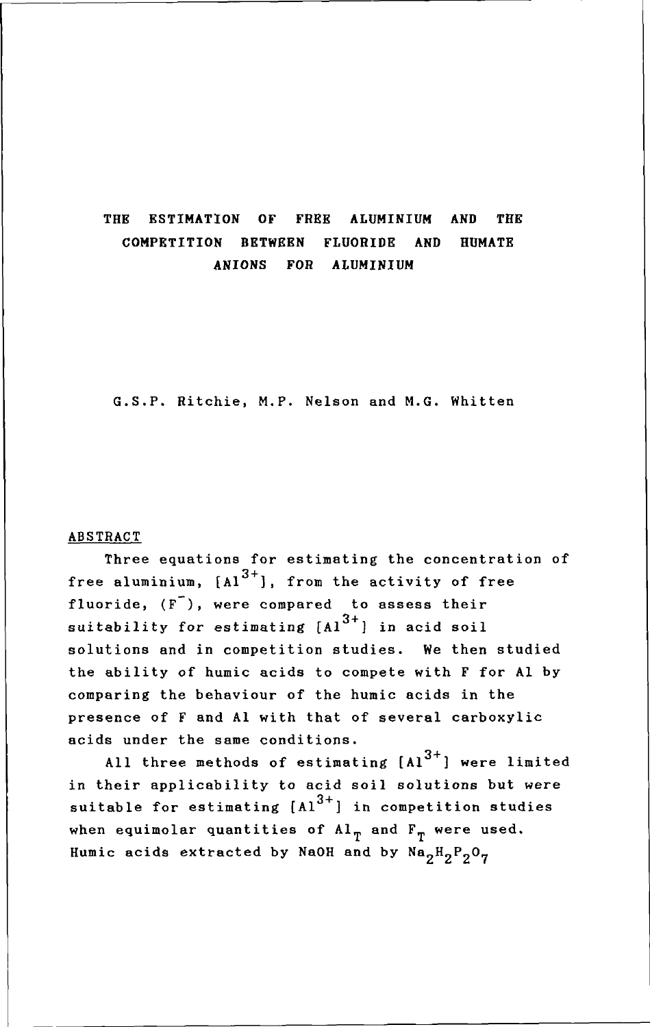# THE ESTIMATION OF FREE ALUMINIUM AND THE COMPETITION BETWEEN FLUORIDE AND HUMATE ANIONS FOR ALUMINIUM

G.S.P. Ritchie, M.P. Nelson and M.G. Whitten

## ABSTRACT

Three equations for estimating the concentration of free aluminium, $[Al^{3+}]$, from the activity of free fluoride, $(F^{-})$, were compared to assess their suitability for estimating $[Al^{3+}]$ in acid soil solutions and in competition studies. We then studied the ability of humic acids to compete with F for Al by comparing the behaviour of the humic acids in the presence of F and Al with that of several carboxylic acids under the same conditions.

All three methods of estimating $[Al^{3+}]$ were limited in their applicability to acid soil solutions but were suitable for estimating $[Al^{3+}]$ in competition studies when equimolar quantities of $Al_T$ and $F_T$ were used. Humic acids extracted by NaOH and by $Na_2H_2P_2O_7$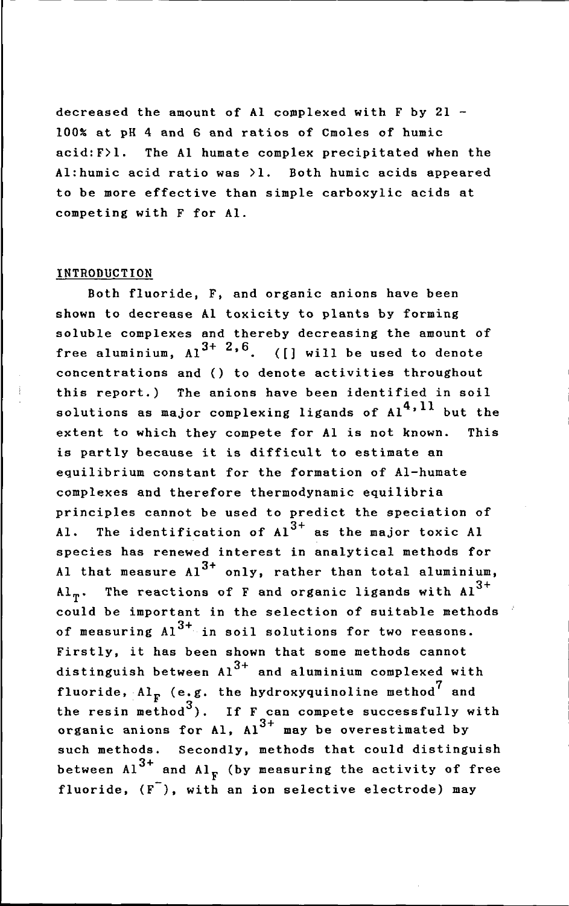decreased the amount of Al complexed with F by 21 - 100% at pH 4 and 6 and ratios of Cmoles of humic acid:F>1. The Al humate complex precipitated when the Al:humic acid ratio was >1. Both humic acids appeared to be more effective than simple carboxylic acids at competing with F for Al.

## INTRODUCTION

Both fluoride, F, and organic anions have been shown to decrease Al toxicity to plants by forming soluble complexes and thereby decreasing the amount of free aluminium, $Al^{3+}$ [2,6]. ([] will be used to denote concentrations and () to denote activities throughout this report.) The anions have been identified in soil solutions as major complexing ligands of Al[4,11] but the extent to which they compete for Al is not known. This is partly because it is difficult to estimate an equilibrium constant for the formation of Al-humate complexes and therefore thermodynamic equilibria principles cannot be used to predict the speciation of Al. The identification of $Al^{3+}$ as the major toxic Al species has renewed interest in analytical methods for Al that measure $Al^{3+}$ only, rather than total aluminium, $Al_T$. The reactions of F and organic ligands with $Al^{3+}$ could be important in the selection of suitable methods of measuring $Al^{3+}$ in soil solutions for two reasons. Firstly, it has been shown that some methods cannot distinguish between $Al^{3+}$ and aluminium complexed with fluoride, $Al_F$ (e.g. the hydroxyquinoline method[7] and the resin method[3]). If F can compete successfully with organic anions for Al, $Al^{3+}$ may be overestimated by such methods. Secondly, methods that could distinguish between $Al^{3+}$ and $Al_F$ (by measuring the activity of free fluoride, $(F^-)$, with an ion selective electrode) may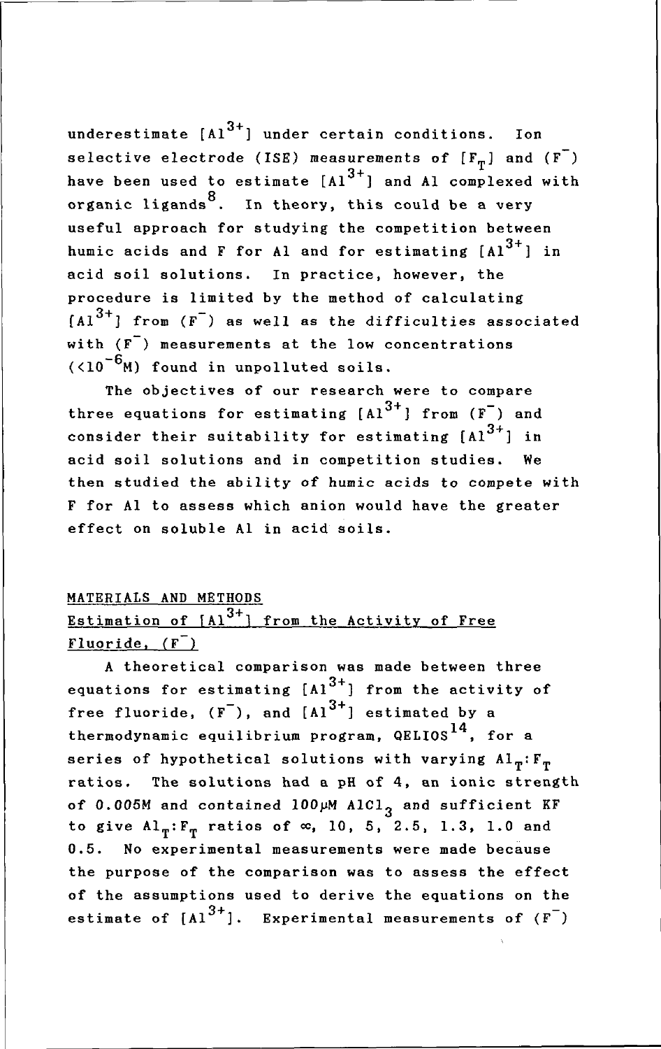underestimate $[Al^{3+}]$ under certain conditions. Ion selective electrode (ISE) measurements of $[F_T]$ and $(F^-)$ have been used to estimate $[Al^{3+}]$ and Al complexed with organic ligands[8]. In theory, this could be a very useful approach for studying the competition between humic acids and F for Al and for estimating $[Al^{3+}]$ in acid soil solutions. In practice, however, the procedure is limited by the method of calculating $[Al^{3+}]$ from $(F^-)$ as well as the difficulties associated with $(F^-)$ measurements at the low concentrations ($<10^{-6}$M) found in unpolluted soils.

The objectives of our research were to compare three equations for estimating $[Al^{3+}]$ from $(F^-)$ and consider their suitability for estimating $[Al^{3+}]$ in acid soil solutions and in competition studies. We then studied the ability of humic acids to compete with F for Al to assess which anion would have the greater effect on soluble Al in acid soils.

## MATERIALS AND METHODS

### Estimation of $[Al^{3+}]$ from the Activity of Free Fluoride, $(F^-)$

A theoretical comparison was made between three equations for estimating $[Al^{3+}]$ from the activity of free fluoride, $(F^-)$, and $[Al^{3+}]$ estimated by a thermodynamic equilibrium program, QELIOS[14], for a series of hypothetical solutions with varying $Al_T:F_T$ ratios. The solutions had a pH of 4, an ionic strength of 0.005M and contained 100µM $AlCl_3$ and sufficient KF to give $Al_T:F_T$ ratios of $\infty$, 10, 5, 2.5, 1.3, 1.0 and 0.5. No experimental measurements were made because the purpose of the comparison was to assess the effect of the assumptions used to derive the equations on the estimate of $[Al^{3+}]$. Experimental measurements of $(F^-)$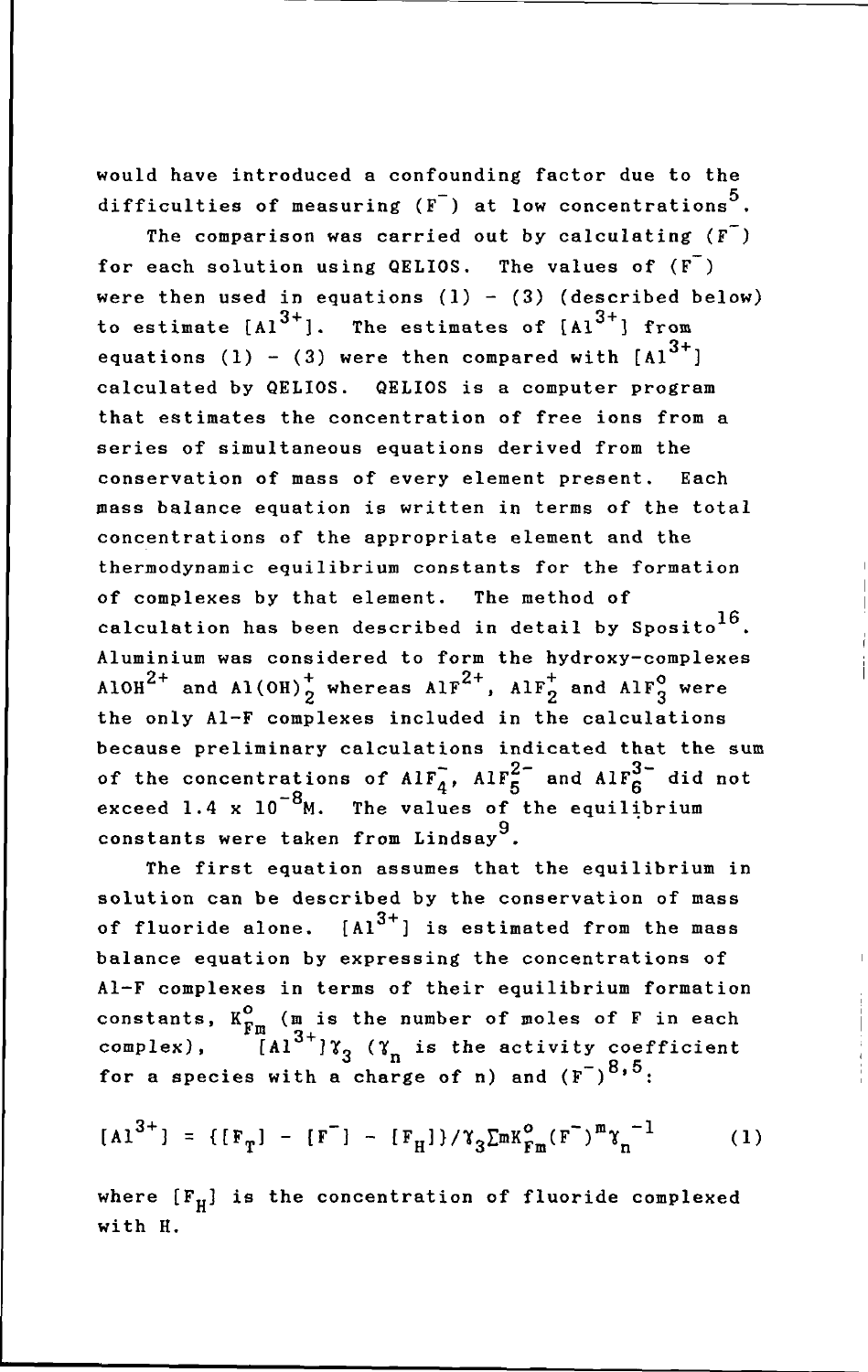would have introduced a confounding factor due to the difficulties of measuring ($F^-$) at low concentrations[5].

The comparison was carried out by calculating ($F^-$) for each solution using QELIOS. The values of ($F^-$) were then used in equations (1) - (3) (described below) to estimate $[Al^{3+}]$. The estimates of $[Al^{3+}]$ from equations (1) - (3) were then compared with $[Al^{3+}]$ calculated by QELIOS. QELIOS is a computer program that estimates the concentration of free ions from a series of simultaneous equations derived from the conservation of mass of every element present. Each mass balance equation is written in terms of the total concentrations of the appropriate element and the thermodynamic equilibrium constants for the formation of complexes by that element. The method of calculation has been described in detail by Sposito[16]. Aluminium was considered to form the hydroxy-complexes $AlOH^{2+}$ and $Al(OH)_2^+$ whereas $AlF^{2+}$, $AlF_2^+$ and $AlF_3^o$ were the only Al-F complexes included in the calculations because preliminary calculations indicated that the sum of the concentrations of $AlF_4^-$, $AlF_5^{2-}$ and $AlF_6^{3-}$ did not exceed $1.4 \times 10^{-8}$M. The values of the equilibrium constants were taken from Lindsay[9].

The first equation assumes that the equilibrium in solution can be described by the conservation of mass of fluoride alone. $[Al^{3+}]$ is estimated from the mass balance equation by expressing the concentrations of Al-F complexes in terms of their equilibrium formation constants, $K_{Fm}^o$ (m is the number of moles of F in each complex), $[Al^{3+}]\gamma_3$ ($\gamma_n$ is the activity coefficient for a species with a charge of n) and $(F^-)$[8,5]:

$$[Al^{3+}] = \{[F_T] - [F^-] - [F_H]\}/\gamma_3 \Sigma m K_{Fm}^o (F^-)^m \gamma_n^{-1} \qquad (1)$$

where $[F_H]$ is the concentration of fluoride complexed with H.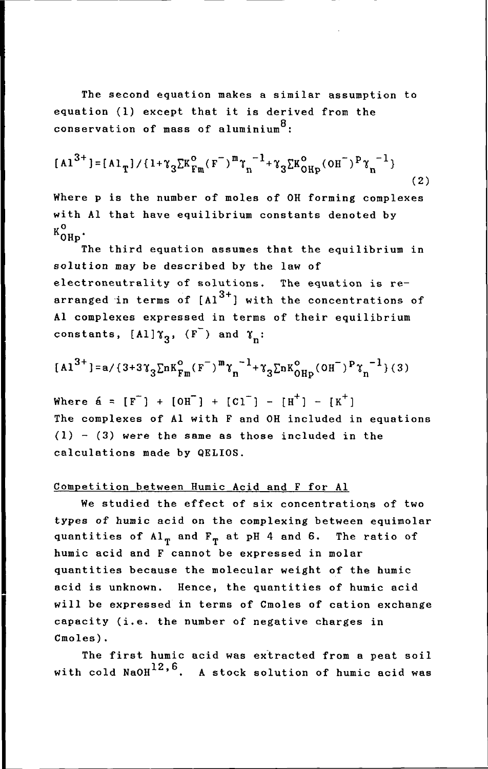The second equation makes a similar assumption to equation (1) except that it is derived from the conservation of mass of aluminium[8]:

$$[Al^{3+}]=[Al_T]/\{1+\gamma_3\Sigma K^o_{Fm}(F^-)^m\gamma_n^{-1}+\gamma_3\Sigma K^o_{OHp}(OH^-)^p\gamma_n^{-1}\} \tag{2}$$

Where p is the number of moles of OH forming complexes with Al that have equilibrium constants denoted by $K^o_{OHp}$.

The third equation assumes that the equilibrium in solution may be described by the law of electroneutrality of solutions. The equation is re-arranged in terms of $[Al^{3+}]$ with the concentrations of Al complexes expressed in terms of their equilibrium constants, $[Al]\gamma_3$, $(F^-)$ and $\gamma_n$:

$$[Al^{3+}]=a/\{3+3\gamma_3\Sigma nK^o_{Fm}(F^-)^m\gamma_n^{-1}+\gamma_3\Sigma nK^o_{OHp}(OH^-)^p\gamma_n^{-1}\} \tag{3}$$

Where $a = [F^-] + [OH^-] + [Cl^-] - [H^+] - [K^+]$
The complexes of Al with F and OH included in equations (1) - (3) were the same as those included in the calculations made by QELIOS.

## Competition between Humic Acid and F for Al

We studied the effect of six concentrations of two types of humic acid on the complexing between equimolar quantities of $Al_T$ and $F_T$ at pH 4 and 6. The ratio of humic acid and F cannot be expressed in molar quantities because the molecular weight of the humic acid is unknown. Hence, the quantities of humic acid will be expressed in terms of Cmoles of cation exchange capacity (i.e. the number of negative charges in Cmoles).

The first humic acid was extracted from a peat soil with cold NaOH[12,6]. A stock solution of humic acid was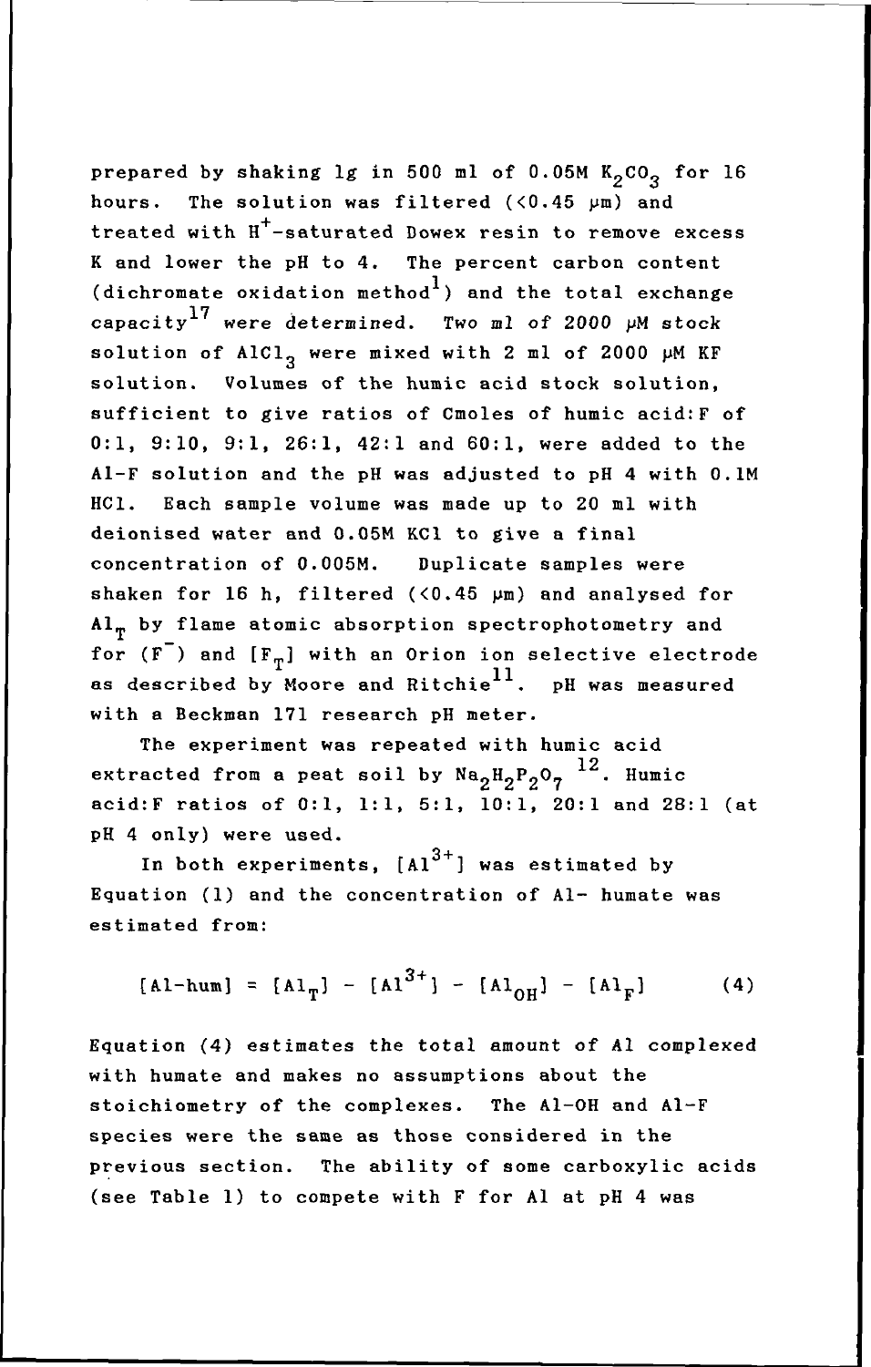prepared by shaking 1g in 500 ml of 0.05M $K_2CO_3$ for 16 hours. The solution was filtered (<0.45 μm) and treated with $H^+$-saturated Dowex resin to remove excess K and lower the pH to 4. The percent carbon content (dichromate oxidation method[1]) and the total exchange capacity[17] were determined. Two ml of 2000 μM stock solution of $AlCl_3$ were mixed with 2 ml of 2000 μM KF solution. Volumes of the humic acid stock solution, sufficient to give ratios of Cmoles of humic acid:F of 0:1, 9:10, 9:1, 26:1, 42:1 and 60:1, were added to the Al-F solution and the pH was adjusted to pH 4 with 0.1M HCl. Each sample volume was made up to 20 ml with deionised water and 0.05M KCl to give a final concentration of 0.005M. Duplicate samples were shaken for 16 h, filtered (<0.45 μm) and analysed for $Al_T$ by flame atomic absorption spectrophotometry and for $(F^-)$ and $[F_T]$ with an Orion ion selective electrode as described by Moore and Ritchie[11]. pH was measured with a Beckman 171 research pH meter.

The experiment was repeated with humic acid extracted from a peat soil by $Na_2H_2P_2O_7$ [12]. Humic acid:F ratios of 0:1, 1:1, 5:1, 10:1, 20:1 and 28:1 (at pH 4 only) were used.

In both experiments, $[Al^{3+}]$ was estimated by Equation (1) and the concentration of Al- humate was estimated from:

$$[\text{Al-hum}] = [Al_T] - [Al^{3+}] - [Al_{OH}] - [Al_F] \qquad (4)$$

Equation (4) estimates the total amount of Al complexed with humate and makes no assumptions about the stoichiometry of the complexes. The Al-OH and Al-F species were the same as those considered in the previous section. The ability of some carboxylic acids (see Table 1) to compete with F for Al at pH 4 was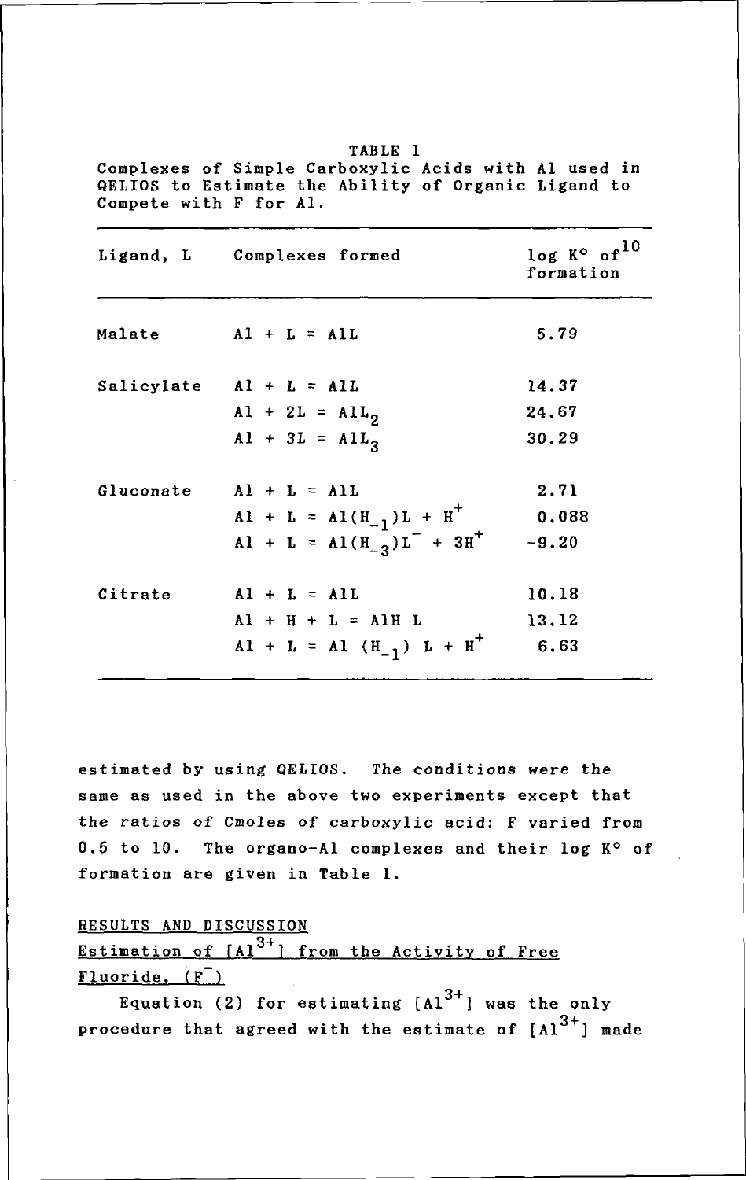TABLE 1
Complexes of Simple Carboxylic Acids with Al used in QELIOS to Estimate the Ability of Organic Ligand to Compete with F for Al.

| Ligand, L | Complexes formed | log K° of[10] formation |
|---|---|---|
| Malate | $Al + L = AlL$ | 5.79 |
| Salicylate | $Al + L = AlL$ | 14.37 |
| | $Al + 2L = AlL_2$ | 24.67 |
| | $Al + 3L = AlL_3$ | 30.29 |
| Gluconate | $Al + L = AlL$ | 2.71 |
| | $Al + L = Al(H_{-1})L + H^+$ | 0.088 |
| | $Al + L = Al(H_{-3})L^- + 3H^+$ | -9.20 |
| Citrate | $Al + L = AlL$ | 10.18 |
| | $Al + H + L = AlH\ L$ | 13.12 |
| | $Al + L = Al\ (H_{-1})\ L + H^+$ | 6.63 |

estimated by using QELIOS. The conditions were the same as used in the above two experiments except that the ratios of Cmoles of carboxylic acid: F varied from 0.5 to 10. The organo-Al complexes and their log K° of formation are given in Table 1.

## RESULTS AND DISCUSSION

### Estimation of $[Al^{3+}]$ from the Activity of Free Fluoride, $(F^-)$

Equation (2) for estimating $[Al^{3+}]$ was the only procedure that agreed with the estimate of $[Al^{3+}]$ made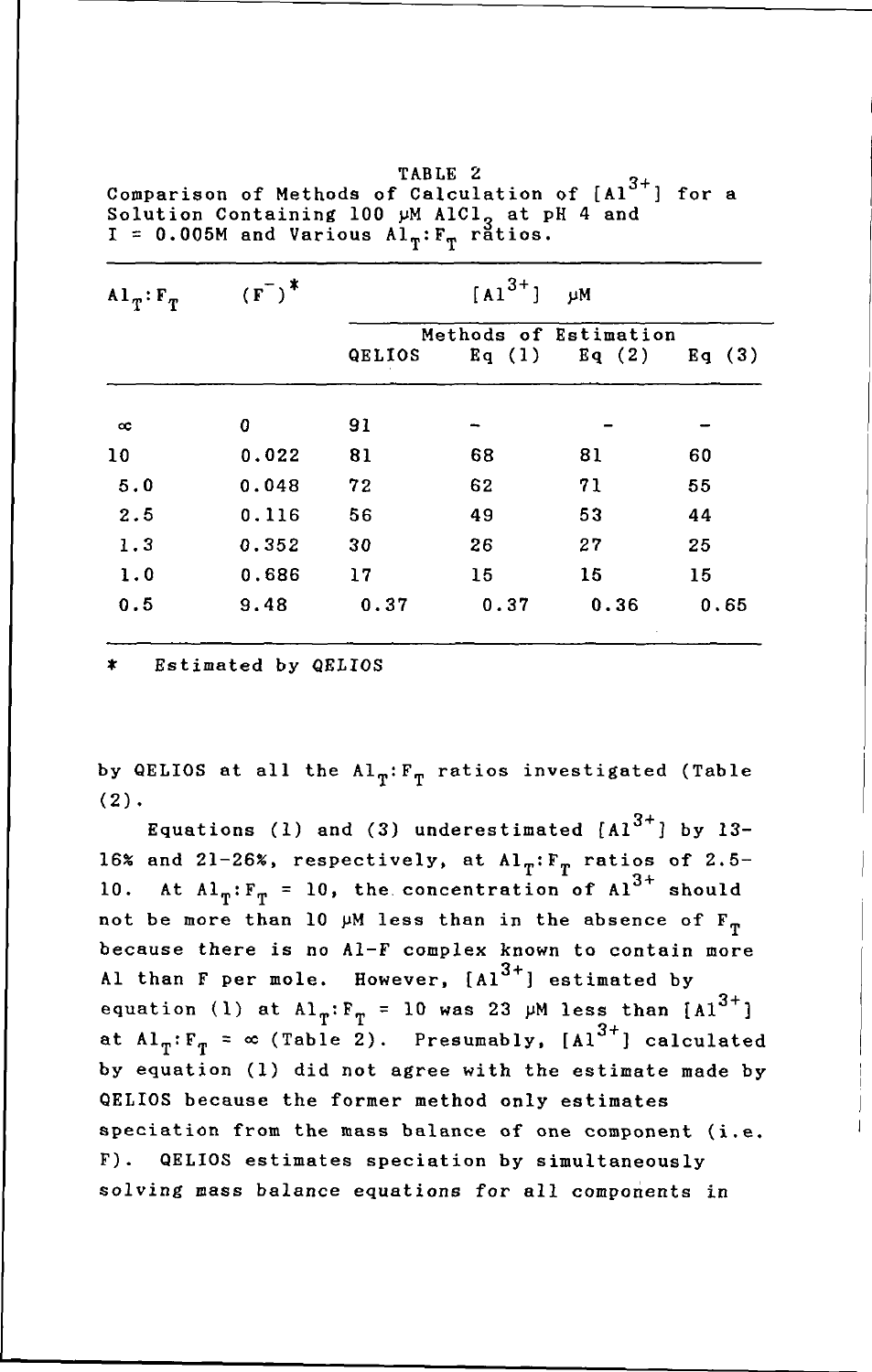TABLE 2
Comparison of Methods of Calculation of $[Al^{3+}]$ for a Solution Containing 100 μM $AlCl_3$ at pH 4 and I = 0.005M and Various $Al_T:F_T$ ratios.

| $Al_T:F_T$ | $(F^-)$* | $[Al^{3+}]$ μM | | | |
|---|---|---|---|---|---|
| | | Methods of Estimation | | | |
| | | QELIOS | Eq (1) | Eq (2) | Eq (3) |
| ∞ | 0 | 91 | - | - | - |
| 10 | 0.022 | 81 | 68 | 81 | 60 |
| 5.0 | 0.048 | 72 | 62 | 71 | 55 |
| 2.5 | 0.116 | 56 | 49 | 53 | 44 |
| 1.3 | 0.352 | 30 | 26 | 27 | 25 |
| 1.0 | 0.686 | 17 | 15 | 15 | 15 |
| 0.5 | 9.48 | 0.37 | 0.37 | 0.36 | 0.65 |

\* Estimated by QELIOS

by QELIOS at all the $Al_T:F_T$ ratios investigated (Table (2).

Equations (1) and (3) underestimated $[Al^{3+}]$ by 13-16% and 21-26%, respectively, at $Al_T:F_T$ ratios of 2.5-10. At $Al_T:F_T$ = 10, the concentration of $Al^{3+}$ should not be more than 10 μM less than in the absence of $F_T$ because there is no Al-F complex known to contain more Al than F per mole. However, $[Al^{3+}]$ estimated by equation (1) at $Al_T:F_T$ = 10 was 23 μM less than $[Al^{3+}]$ at $Al_T:F_T$ = ∞ (Table 2). Presumably, $[Al^{3+}]$ calculated by equation (1) did not agree with the estimate made by QELIOS because the former method only estimates speciation from the mass balance of one component (i.e. F). QELIOS estimates speciation by simultaneously solving mass balance equations for all components in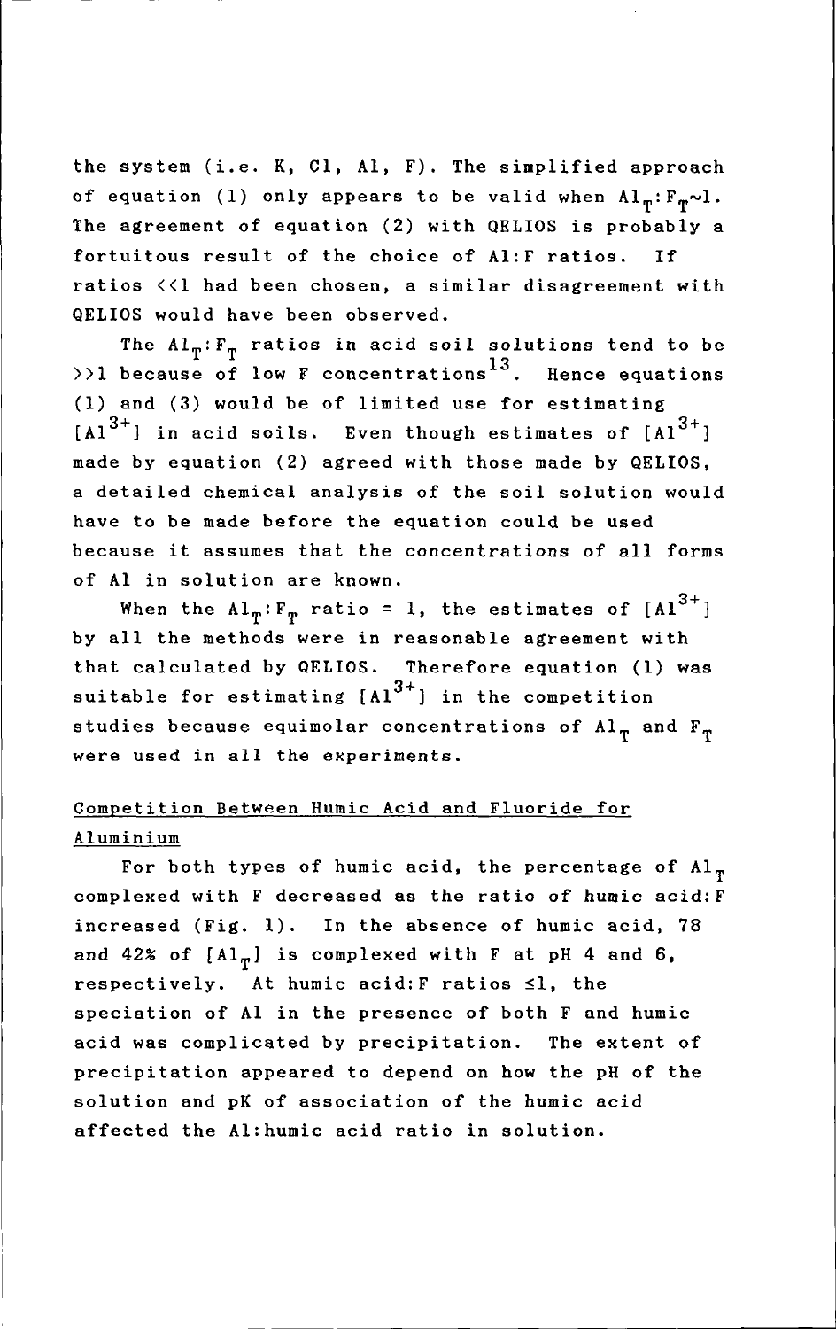the system (i.e. K, Cl, Al, F). The simplified approach of equation (1) only appears to be valid when $Al_T:F_T \sim 1$. The agreement of equation (2) with QELIOS is probably a fortuitous result of the choice of Al:F ratios. If ratios <<1 had been chosen, a similar disagreement with QELIOS would have been observed.

The $Al_T:F_T$ ratios in acid soil solutions tend to be >>1 because of low F concentrations[13]. Hence equations (1) and (3) would be of limited use for estimating $[Al^{3+}]$ in acid soils. Even though estimates of $[Al^{3+}]$ made by equation (2) agreed with those made by QELIOS, a detailed chemical analysis of the soil solution would have to be made before the equation could be used because it assumes that the concentrations of all forms of Al in solution are known.

When the $Al_T:F_T$ ratio = 1, the estimates of $[Al^{3+}]$ by all the methods were in reasonable agreement with that calculated by QELIOS. Therefore equation (1) was suitable for estimating $[Al^{3+}]$ in the competition studies because equimolar concentrations of $Al_T$ and $F_T$ were used in all the experiments.

## Competition Between Humic Acid and Fluoride for Aluminium

For both types of humic acid, the percentage of $Al_T$ complexed with F decreased as the ratio of humic acid:F increased (Fig. 1). In the absence of humic acid, 78 and 42% of $[Al_T]$ is complexed with F at pH 4 and 6, respectively. At humic acid:F ratios ≤1, the speciation of Al in the presence of both F and humic acid was complicated by precipitation. The extent of precipitation appeared to depend on how the pH of the solution and pK of association of the humic acid affected the Al:humic acid ratio in solution.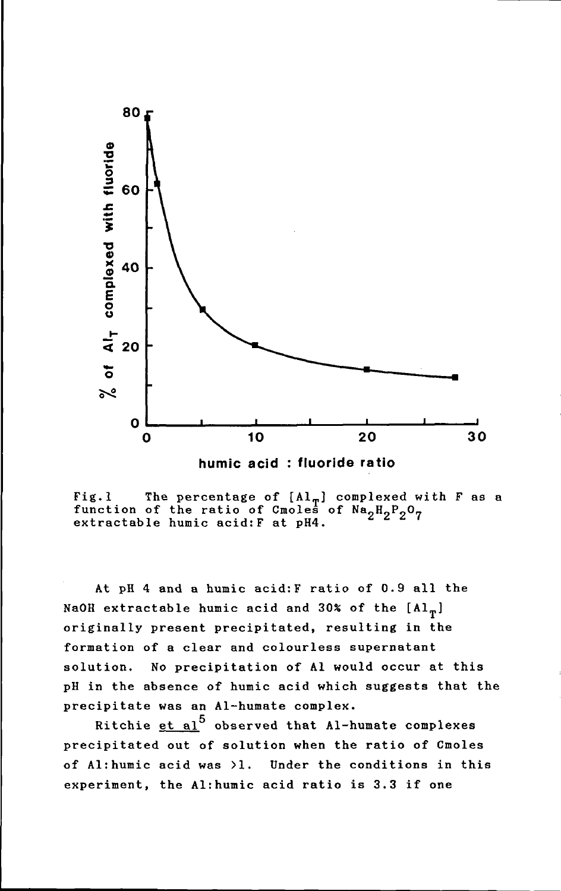Fig.1 The percentage of $[Al_T]$ complexed with F as a function of the ratio of Cmoles of $Na_2H_2P_2O_7$ extractable humic acid:F at pH4.

At pH 4 and a humic acid:F ratio of 0.9 all the NaOH extractable humic acid and 30% of the $[Al_T]$ originally present precipitated, resulting in the formation of a clear and colourless supernatant solution. No precipitation of Al would occur at this pH in the absence of humic acid which suggests that the precipitate was an Al-humate complex.

Ritchie et al[5] observed that Al-humate complexes precipitated out of solution when the ratio of Cmoles of Al:humic acid was >1. Under the conditions in this experiment, the Al:humic acid ratio is 3.3 if one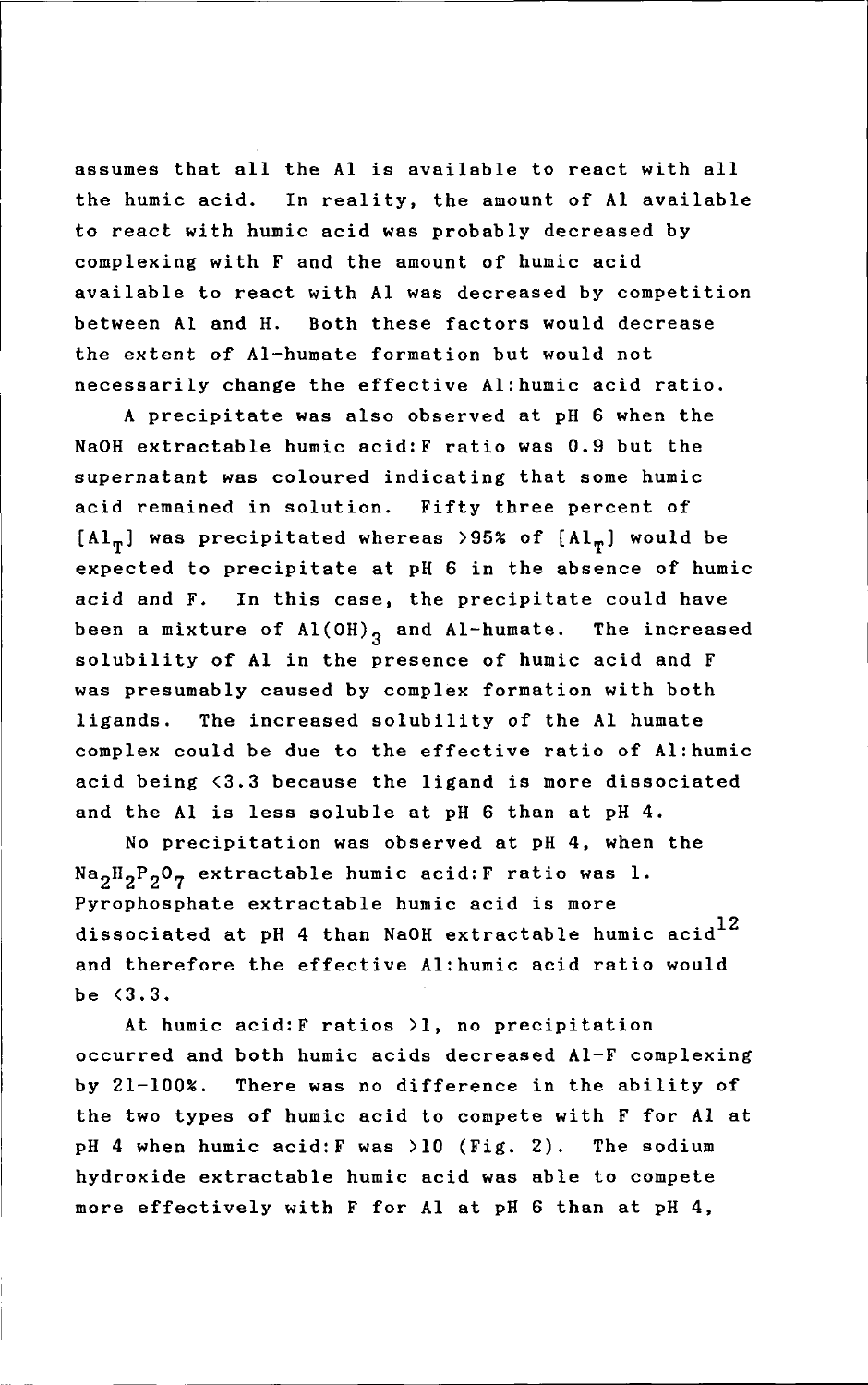assumes that all the Al is available to react with all the humic acid. In reality, the amount of Al available to react with humic acid was probably decreased by complexing with F and the amount of humic acid available to react with Al was decreased by competition between Al and H. Both these factors would decrease the extent of Al-humate formation but would not necessarily change the effective Al:humic acid ratio.

A precipitate was also observed at pH 6 when the NaOH extractable humic acid:F ratio was 0.9 but the supernatant was coloured indicating that some humic acid remained in solution. Fifty three percent of $[Al_T]$ was precipitated whereas >95% of $[Al_T]$ would be expected to precipitate at pH 6 in the absence of humic acid and F. In this case, the precipitate could have been a mixture of $Al(OH)_3$ and Al-humate. The increased solubility of Al in the presence of humic acid and F was presumably caused by complex formation with both ligands. The increased solubility of the Al humate complex could be due to the effective ratio of Al:humic acid being <3.3 because the ligand is more dissociated and the Al is less soluble at pH 6 than at pH 4.

No precipitation was observed at pH 4, when the $Na_2H_2P_2O_7$ extractable humic acid:F ratio was 1. Pyrophosphate extractable humic acid is more dissociated at pH 4 than NaOH extractable humic acid[12] and therefore the effective Al:humic acid ratio would be <3.3.

At humic acid:F ratios >1, no precipitation occurred and both humic acids decreased Al-F complexing by 21-100%. There was no difference in the ability of the two types of humic acid to compete with F for Al at pH 4 when humic acid:F was >10 (Fig. 2). The sodium hydroxide extractable humic acid was able to compete more effectively with F for Al at pH 6 than at pH 4,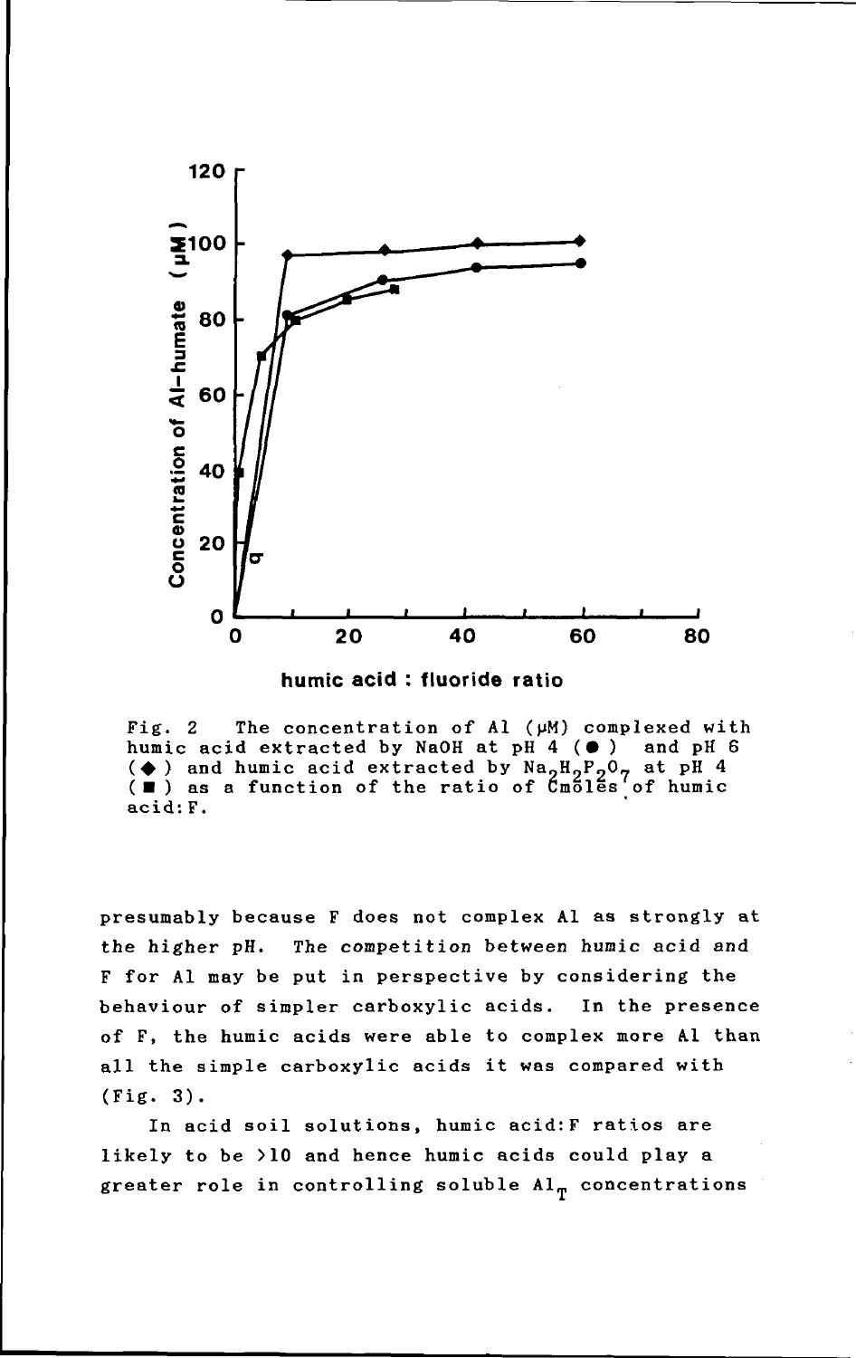Fig. 2 The concentration of Al (μM) complexed with humic acid extracted by NaOH at pH 4 (●) and pH 6 (◆) and humic acid extracted by $Na_2H_2P_2O_7$ at pH 4 (■) as a function of the ratio of Cmoles of humic acid:F.

presumably because F does not complex Al as strongly at the higher pH. *The competition between humic acid and F for Al may be put in perspective by considering the* behaviour of simpler carboxylic acids. In the presence of F, the humic acids were able to complex more Al than all the simple carboxylic acids it was compared with (Fig. 3).

In acid soil solutions, humic acid:F ratios are likely to be >10 and hence humic acids could play a greater role in controlling soluble $Al_T$ concentrations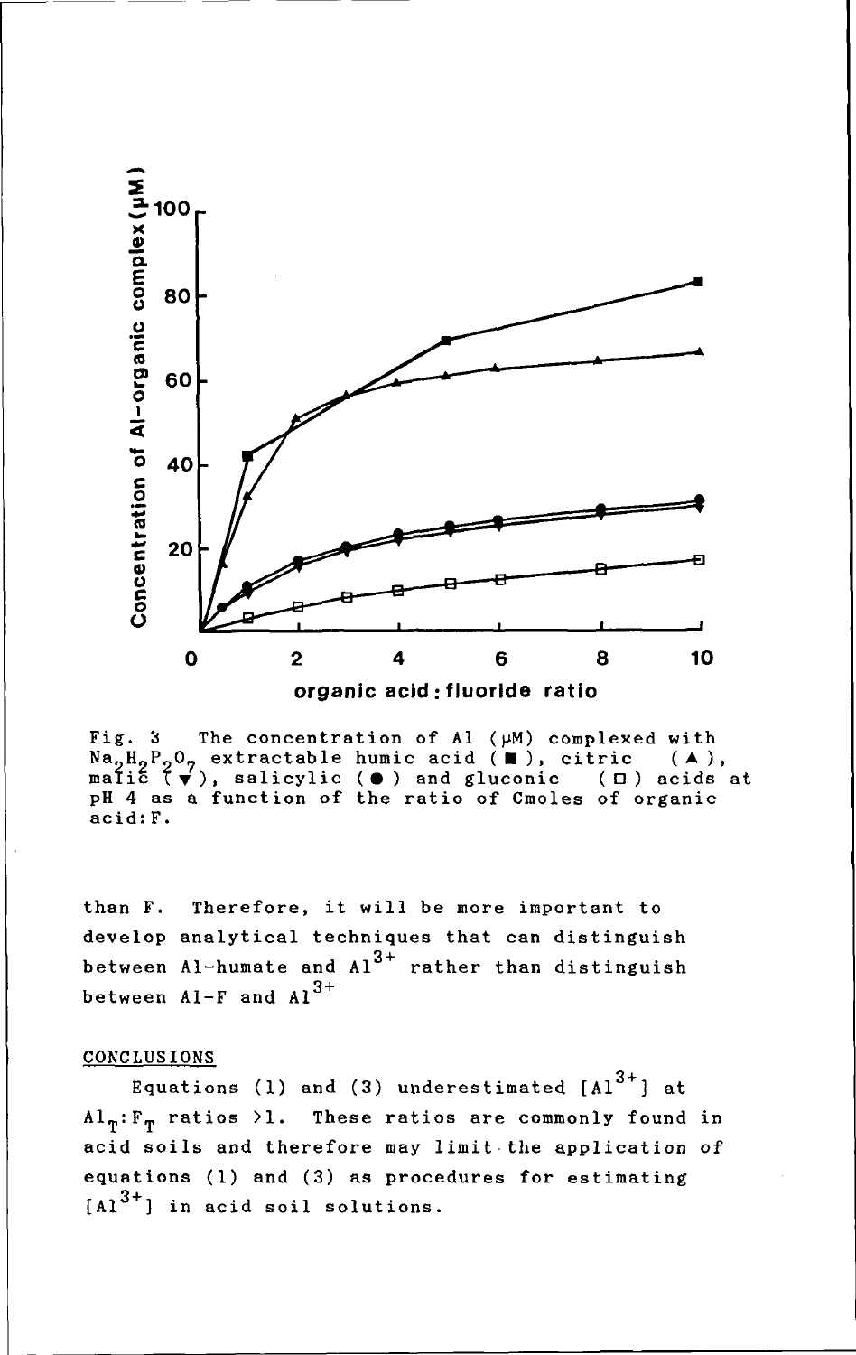Fig. 3 The concentration of Al (μM) complexed with $Na_2H_2P_2O_7$ extractable humic acid (■), citric (▲), malic (▼), salicylic (●) and gluconic (□) acids at pH 4 as a function of the ratio of Cmoles of organic acid:F.

than F. Therefore, it will be more important to develop analytical techniques that can distinguish between Al-humate and $Al^{3+}$ rather than distinguish between Al-F and $Al^{3+}$

## CONCLUSIONS

Equations (1) and (3) underestimated $[Al^{3+}]$ at $Al_T:F_T$ ratios >1. These ratios are commonly found in acid soils and therefore may limit the application of equations (1) and (3) as procedures for estimating $[Al^{3+}]$ in acid soil solutions.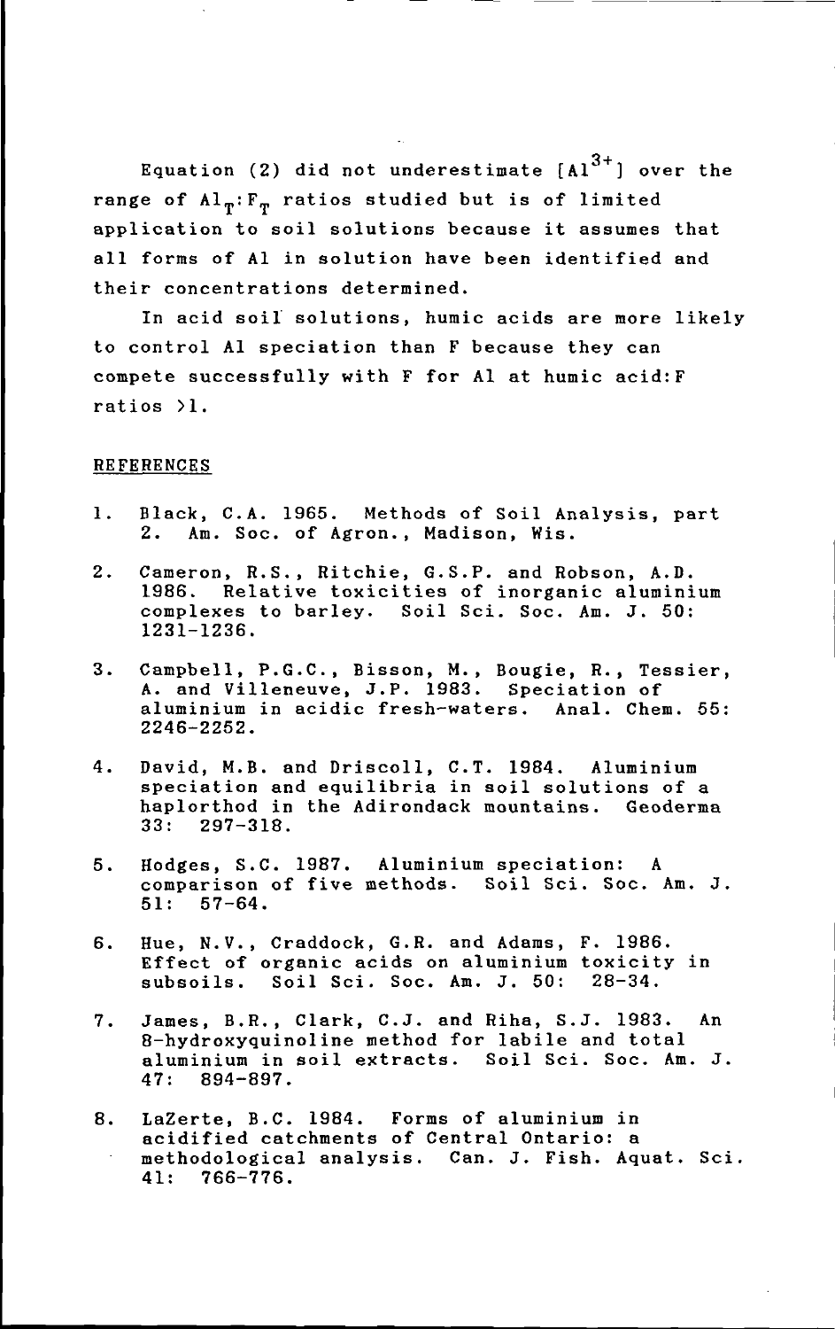Equation (2) did not underestimate $[Al^{3+}]$ over the range of $Al_T:F_T$ ratios studied but is of limited application to soil solutions because it assumes that all forms of Al in solution have been identified and their concentrations determined.

In acid soil solutions, humic acids are more likely to control Al speciation than F because they can compete successfully with F for Al at humic acid:F ratios >1.

## REFERENCES

1. Black, C.A. 1965. Methods of Soil Analysis, part 2. Am. Soc. of Agron., Madison, Wis.

2. Cameron, R.S., Ritchie, G.S.P. and Robson, A.D. 1986. Relative toxicities of inorganic aluminium complexes to barley. Soil Sci. Soc. Am. J. 50: 1231-1236.

3. Campbell, P.G.C., Bisson, M., Bougie, R., Tessier, A. and Villeneuve, J.P. 1983. Speciation of aluminium in acidic fresh-waters. Anal. Chem. 55: 2246-2252.

4. David, M.B. and Driscoll, C.T. 1984. Aluminium speciation and equilibria in soil solutions of a haplorthod in the Adirondack mountains. Geoderma 33: 297-318.

5. Hodges, S.C. 1987. Aluminium speciation: A comparison of five methods. Soil Sci. Soc. Am. J. 51: 57-64.

6. Hue, N.V., Craddock, G.R. and Adams, F. 1986. Effect of organic acids on aluminium toxicity in subsoils. Soil Sci. Soc. Am. J. 50: 28-34.

7. James, B.R., Clark, C.J. and Riha, S.J. 1983. An 8-hydroxyquinoline method for labile and total aluminium in soil extracts. Soil Sci. Soc. Am. J. 47: 894-897.

8. LaZerte, B.C. 1984. Forms of aluminium in acidified catchments of Central Ontario: a methodological analysis. Can. J. Fish. Aquat. Sci. 41: 766-776.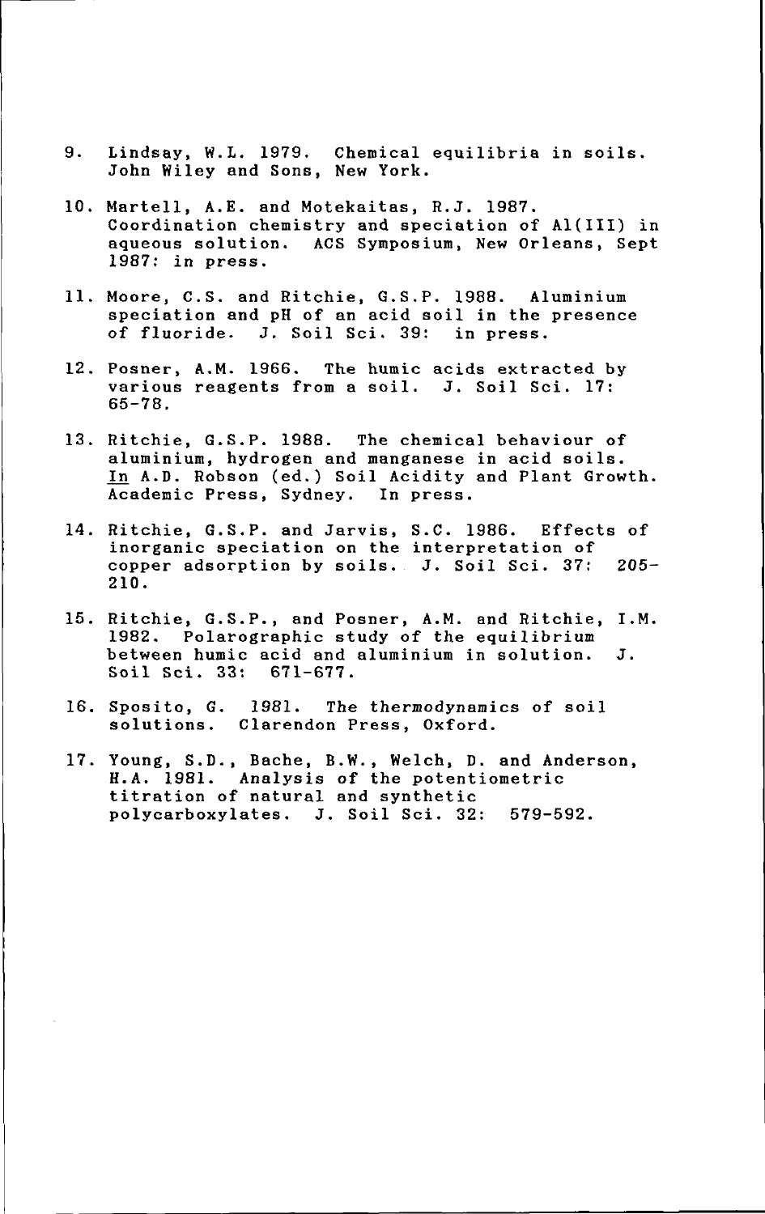9. Lindsay, W.L. 1979. Chemical equilibria in soils. John Wiley and Sons, New York.

10. Martell, A.E. and Motekaitas, R.J. 1987. Coordination chemistry and speciation of Al(III) in aqueous solution. ACS Symposium, New Orleans, Sept 1987: in press.

11. Moore, C.S. and Ritchie, G.S.P. 1988. Aluminium speciation and pH of an acid soil in the presence of fluoride. J. Soil Sci. 39: in press.

12. Posner, A.M. 1966. The humic acids extracted by various reagents from a soil. J. Soil Sci. 17: 65-78.

13. Ritchie, G.S.P. 1988. The chemical behaviour of aluminium, hydrogen and manganese in acid soils. In A.D. Robson (ed.) Soil Acidity and Plant Growth. Academic Press, Sydney. In press.

14. Ritchie, G.S.P. and Jarvis, S.C. 1986. Effects of inorganic speciation on the interpretation of copper adsorption by soils. J. Soil Sci. 37: 205-210.

15. Ritchie, G.S.P., and Posner, A.M. and Ritchie, I.M. 1982. Polarographic study of the equilibrium between humic acid and aluminium in solution. J. Soil Sci. 33: 671-677.

16. Sposito, G. 1981. The thermodynamics of soil solutions. Clarendon Press, Oxford.

17. Young, S.D., Bache, B.W., Welch, D. and Anderson, H.A. 1981. Analysis of the potentiometric titration of natural and synthetic polycarboxylates. J. Soil Sci. 32: 579-592.